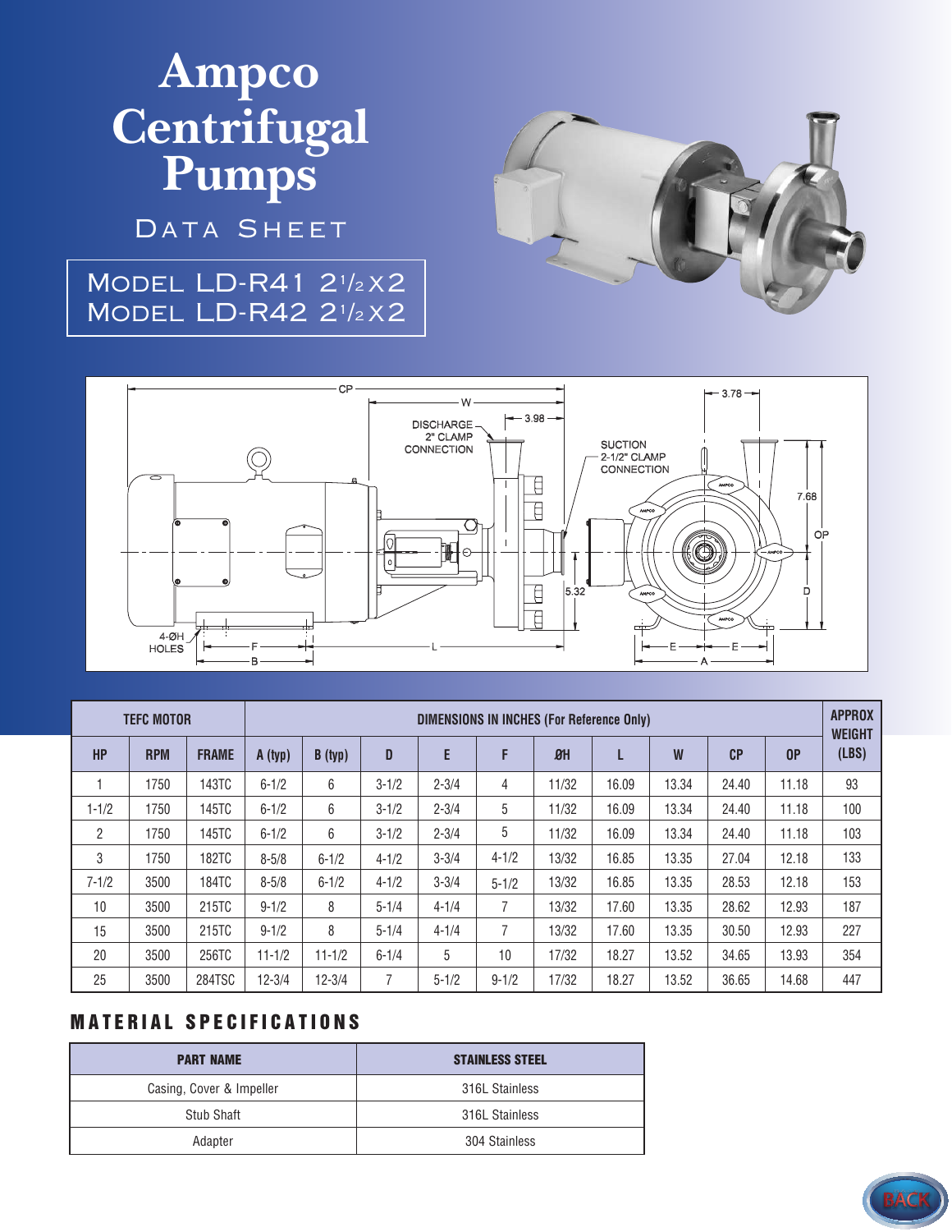# Ampco Centrifugal Pumps

## Data Sheet

### Model LD-R41 2½x2
### Model LD-R42 2½x2

| TEFC MOTOR | | | DIMENSIONS IN INCHES (For Reference Only) | | | | | | | | | | APPROX WEIGHT (LBS) |
|---|---|---|---|---|---|---|---|---|---|---|---|---|---|
| HP | RPM | FRAME | A (typ) | B (typ) | D | E | F | ØH | L | W | CP | OP | |
| 1 | 1750 | 143TC | 6-1/2 | 6 | 3-1/2 | 2-3/4 | 4 | 11/32 | 16.09 | 13.34 | 24.40 | 11.18 | 93 |
| 1-1/2 | 1750 | 145TC | 6-1/2 | 6 | 3-1/2 | 2-3/4 | 5 | 11/32 | 16.09 | 13.34 | 24.40 | 11.18 | 100 |
| 2 | 1750 | 145TC | 6-1/2 | 6 | 3-1/2 | 2-3/4 | 5 | 11/32 | 16.09 | 13.34 | 24.40 | 11.18 | 103 |
| 3 | 1750 | 182TC | 8-5/8 | 6-1/2 | 4-1/2 | 3-3/4 | 4-1/2 | 13/32 | 16.85 | 13.35 | 27.04 | 12.18 | 133 |
| 7-1/2 | 3500 | 184TC | 8-5/8 | 6-1/2 | 4-1/2 | 3-3/4 | 5-1/2 | 13/32 | 16.85 | 13.35 | 28.53 | 12.18 | 153 |
| 10 | 3500 | 215TC | 9-1/2 | 8 | 5-1/4 | 4-1/4 | 7 | 13/32 | 17.60 | 13.35 | 28.62 | 12.93 | 187 |
| 15 | 3500 | 215TC | 9-1/2 | 8 | 5-1/4 | 4-1/4 | 7 | 13/32 | 17.60 | 13.35 | 30.50 | 12.93 | 227 |
| 20 | 3500 | 256TC | 11-1/2 | 11-1/2 | 6-1/4 | 5 | 10 | 17/32 | 18.27 | 13.52 | 34.65 | 13.93 | 354 |
| 25 | 3500 | 284TSC | 12-3/4 | 12-3/4 | 7 | 5-1/2 | 9-1/2 | 17/32 | 18.27 | 13.52 | 36.65 | 14.68 | 447 |

## MATERIAL SPECIFICATIONS

| PART NAME | STAINLESS STEEL |
|---|---|
| Casing, Cover & Impeller | 316L Stainless |
| Stub Shaft | 316L Stainless |
| Adapter | 304 Stainless |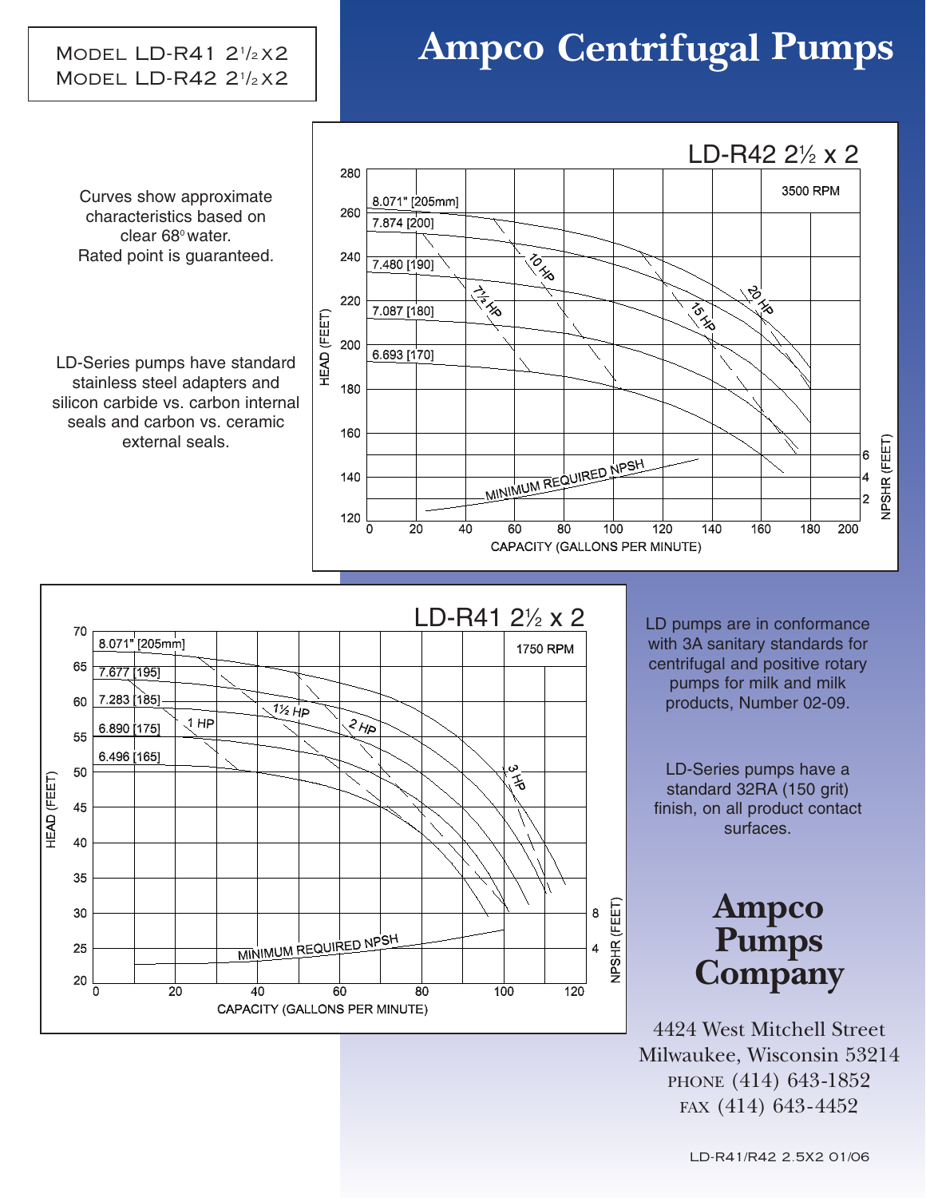Model LD-R41 2½x2
Model LD-R42 2½x2

# Ampco Centrifugal Pumps

Curves show approximate characteristics based on clear 68° water.
Rated point is guaranteed.

LD-Series pumps have standard stainless steel adapters and silicon carbide vs. carbon internal seals and carbon vs. ceramic external seals.

LD-R42 2½ x 2

3500 RPM

8.071" [205mm]
7.874 [200]
7.480 [190]
7.087 [180]
6.693 [170]

10 HP
7½ HP
15 HP
20 HP

MINIMUM REQUIRED NPSH

HEAD (FEET)
280
260
240
220
200
180
160
140
120

NPSHR (FEET)
6
4
2

0 20 40 60 80 100 120 140 160 180 200
CAPACITY (GALLONS PER MINUTE)

LD-R41 2½ x 2

1750 RPM

8.071" [205mm]
7.677 [195]
7.283 [185]
6.890 [175]
6.496 [165]

1 HP
1½ HP
2 HP
3 HP

MINIMUM REQUIRED NPSH

HEAD (FEET)
70
65
60
55
50
45
40
35
30
25
20

NPSHR (FEET)
8
4

0 20 40 60 80 100 120
CAPACITY (GALLONS PER MINUTE)

LD pumps are in conformance with 3A sanitary standards for centrifugal and positive rotary pumps for milk and milk products, Number 02-09.

LD-Series pumps have a standard 32RA (150 grit) finish, on all product contact surfaces.

**Ampco Pumps Company**

4424 West Mitchell Street
Milwaukee, Wisconsin 53214
PHONE (414) 643-1852
FAX (414) 643-4452

LD-R41/R42 2.5X2 01/06